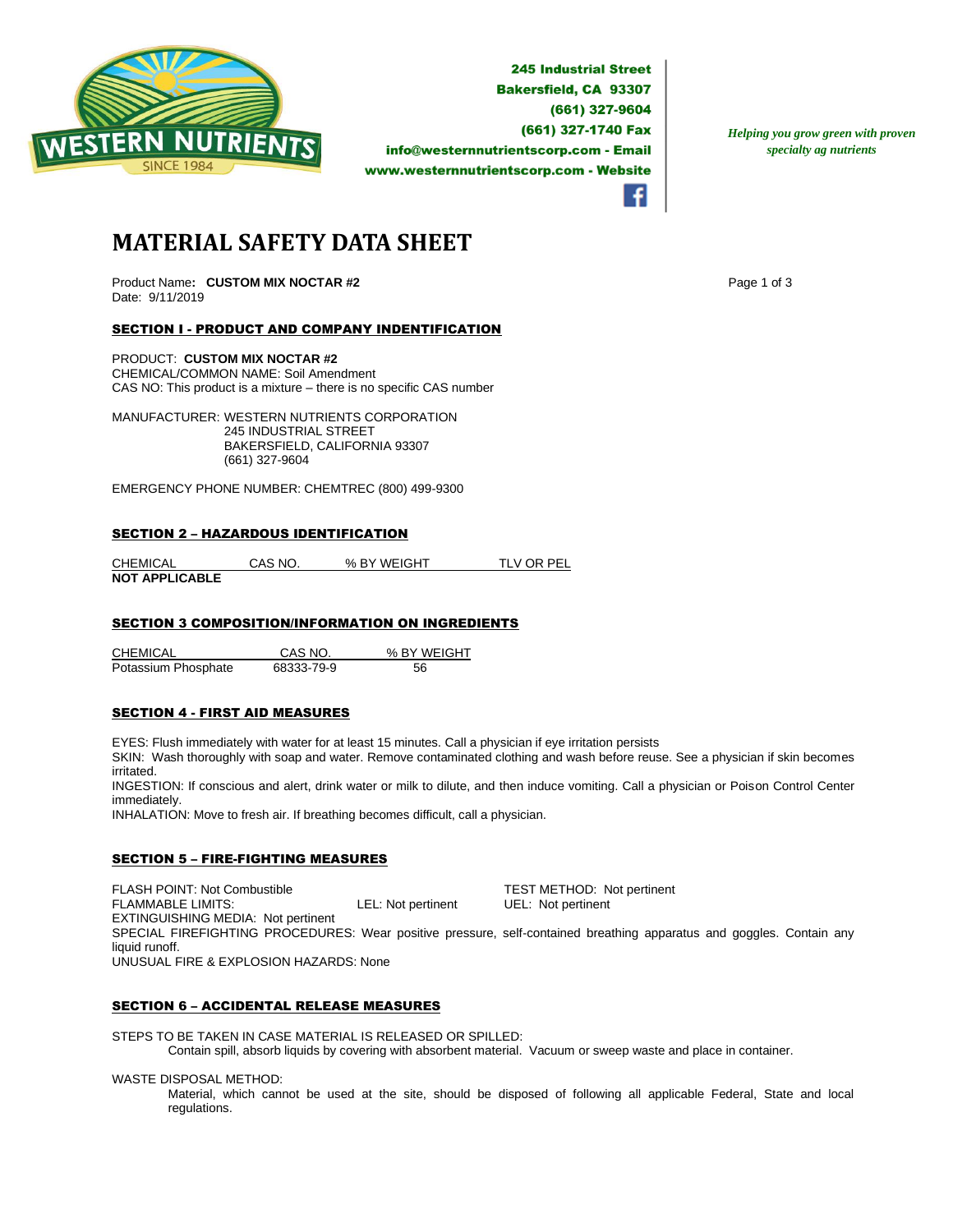245 Industrial Street
Bakersfield, CA 93307
(661) 327-9604
(661) 327-1740 Fax
info@westernnutrientscorp.com - Email
www.westernnutrientscorp.com - Website

*Helping you grow green with proven specialty ag nutrients*

# MATERIAL SAFETY DATA SHEET

Product Name: **CUSTOM MIX NOCTAR #2**
Date: 9/11/2019

## SECTION I - PRODUCT AND COMPANY INDENTIFICATION

PRODUCT: **CUSTOM MIX NOCTAR #2**
CHEMICAL/COMMON NAME: Soil Amendment
CAS NO: This product is a mixture – there is no specific CAS number

MANUFACTURER: WESTERN NUTRIENTS CORPORATION
245 INDUSTRIAL STREET
BAKERSFIELD, CALIFORNIA 93307
(661) 327-9604

EMERGENCY PHONE NUMBER: CHEMTREC (800) 499-9300

## SECTION 2 – HAZARDOUS IDENTIFICATION

| CHEMICAL | CAS NO. | % BY WEIGHT | TLV OR PEL |
|---|---|---|---|
| **NOT APPLICABLE** | | | |

## SECTION 3 COMPOSITION/INFORMATION ON INGREDIENTS

| CHEMICAL | CAS NO. | % BY WEIGHT |
|---|---|---|
| Potassium Phosphate | 68333-79-9 | 56 |

## SECTION 4 - FIRST AID MEASURES

EYES: Flush immediately with water for at least 15 minutes. Call a physician if eye irritation persists
SKIN: Wash thoroughly with soap and water. Remove contaminated clothing and wash before reuse. See a physician if skin becomes irritated.
INGESTION: If conscious and alert, drink water or milk to dilute, and then induce vomiting. Call a physician or Poison Control Center immediately.
INHALATION: Move to fresh air. If breathing becomes difficult, call a physician.

## SECTION 5 – FIRE-FIGHTING MEASURES

FLASH POINT: Not Combustible TEST METHOD: Not pertinent
FLAMMABLE LIMITS: LEL: Not pertinent UEL: Not pertinent
EXTINGUISHING MEDIA: Not pertinent
SPECIAL FIREFIGHTING PROCEDURES: Wear positive pressure, self-contained breathing apparatus and goggles. Contain any liquid runoff.
UNUSUAL FIRE & EXPLOSION HAZARDS: None

## SECTION 6 – ACCIDENTAL RELEASE MEASURES

STEPS TO BE TAKEN IN CASE MATERIAL IS RELEASED OR SPILLED:
Contain spill, absorb liquids by covering with absorbent material. Vacuum or sweep waste and place in container.

WASTE DISPOSAL METHOD:
Material, which cannot be used at the site, should be disposed of following all applicable Federal, State and local regulations.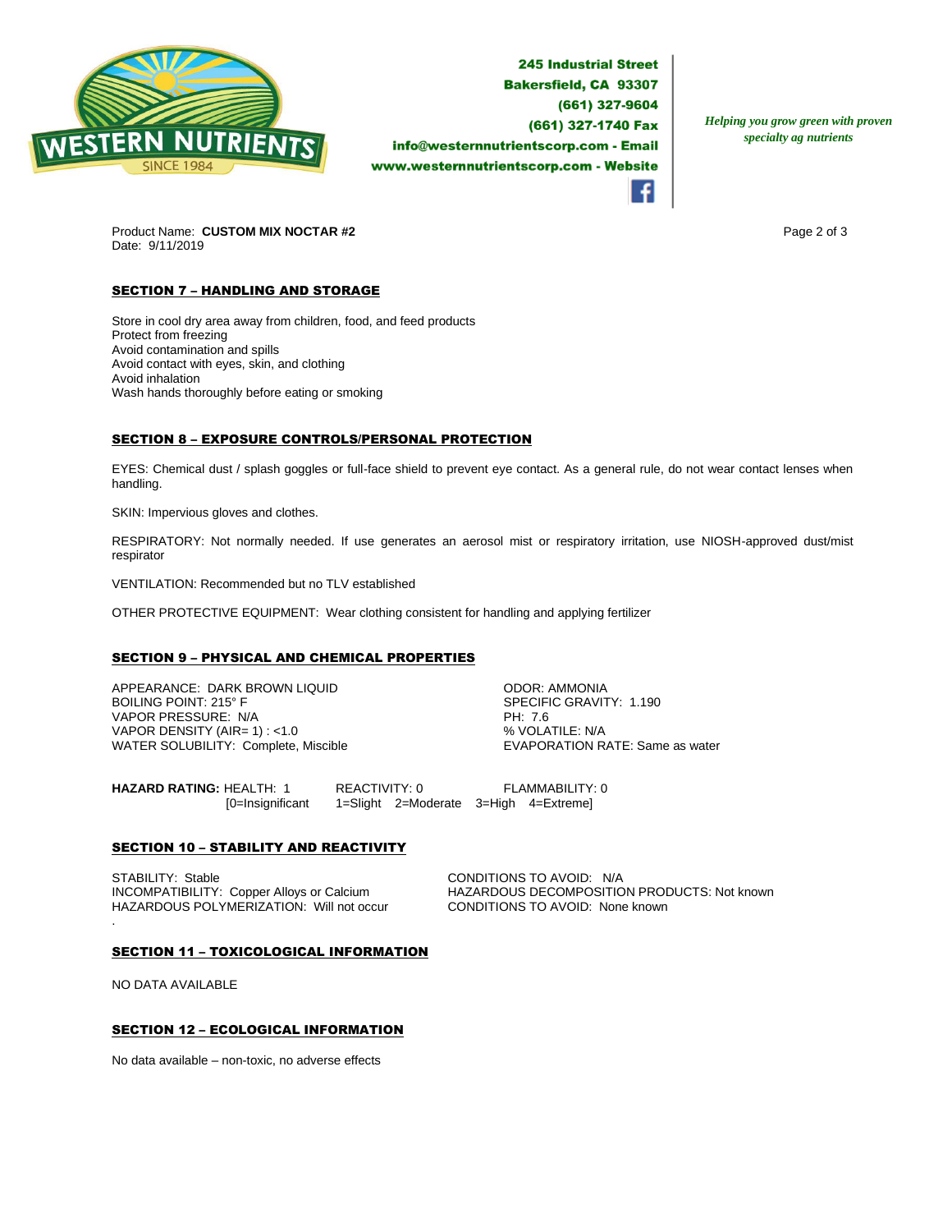245 Industrial Street
Bakersfield, CA 93307
(661) 327-9604
(661) 327-1740 Fax
info@westernnutrientscorp.com - Email
www.westernnutrientscorp.com - Website

*Helping you grow green with proven specialty ag nutrients*

Product Name: **CUSTOM MIX NOCTAR #2**
Date: 9/11/2019

## SECTION 7 – HANDLING AND STORAGE

Store in cool dry area away from children, food, and feed products
Protect from freezing
Avoid contamination and spills
Avoid contact with eyes, skin, and clothing
Avoid inhalation
Wash hands thoroughly before eating or smoking

## SECTION 8 – EXPOSURE CONTROLS/PERSONAL PROTECTION

EYES: Chemical dust / splash goggles or full-face shield to prevent eye contact. As a general rule, do not wear contact lenses when handling.

SKIN: Impervious gloves and clothes.

RESPIRATORY: Not normally needed. If use generates an aerosol mist or respiratory irritation, use NIOSH-approved dust/mist respirator

VENTILATION: Recommended but no TLV established

OTHER PROTECTIVE EQUIPMENT: Wear clothing consistent for handling and applying fertilizer

## SECTION 9 – PHYSICAL AND CHEMICAL PROPERTIES

APPEARANCE: DARK BROWN LIQUID
BOILING POINT: 215° F
VAPOR PRESSURE: N/A
VAPOR DENSITY (AIR= 1) : <1.0
WATER SOLUBILITY: Complete, Miscible

ODOR: AMMONIA
SPECIFIC GRAVITY: 1.190
PH: 7.6
% VOLATILE: N/A
EVAPORATION RATE: Same as water

**HAZARD RATING:** HEALTH: 1 REACTIVITY: 0 FLAMMABILITY: 0
[0=Insignificant 1=Slight 2=Moderate 3=High 4=Extreme]

## SECTION 10 – STABILITY AND REACTIVITY

STABILITY: Stable
INCOMPATIBILITY: Copper Alloys or Calcium
HAZARDOUS POLYMERIZATION: Will not occur

CONDITIONS TO AVOID: N/A
HAZARDOUS DECOMPOSITION PRODUCTS: Not known
CONDITIONS TO AVOID: None known

## SECTION 11 – TOXICOLOGICAL INFORMATION

NO DATA AVAILABLE

## SECTION 12 – ECOLOGICAL INFORMATION

No data available – non-toxic, no adverse effects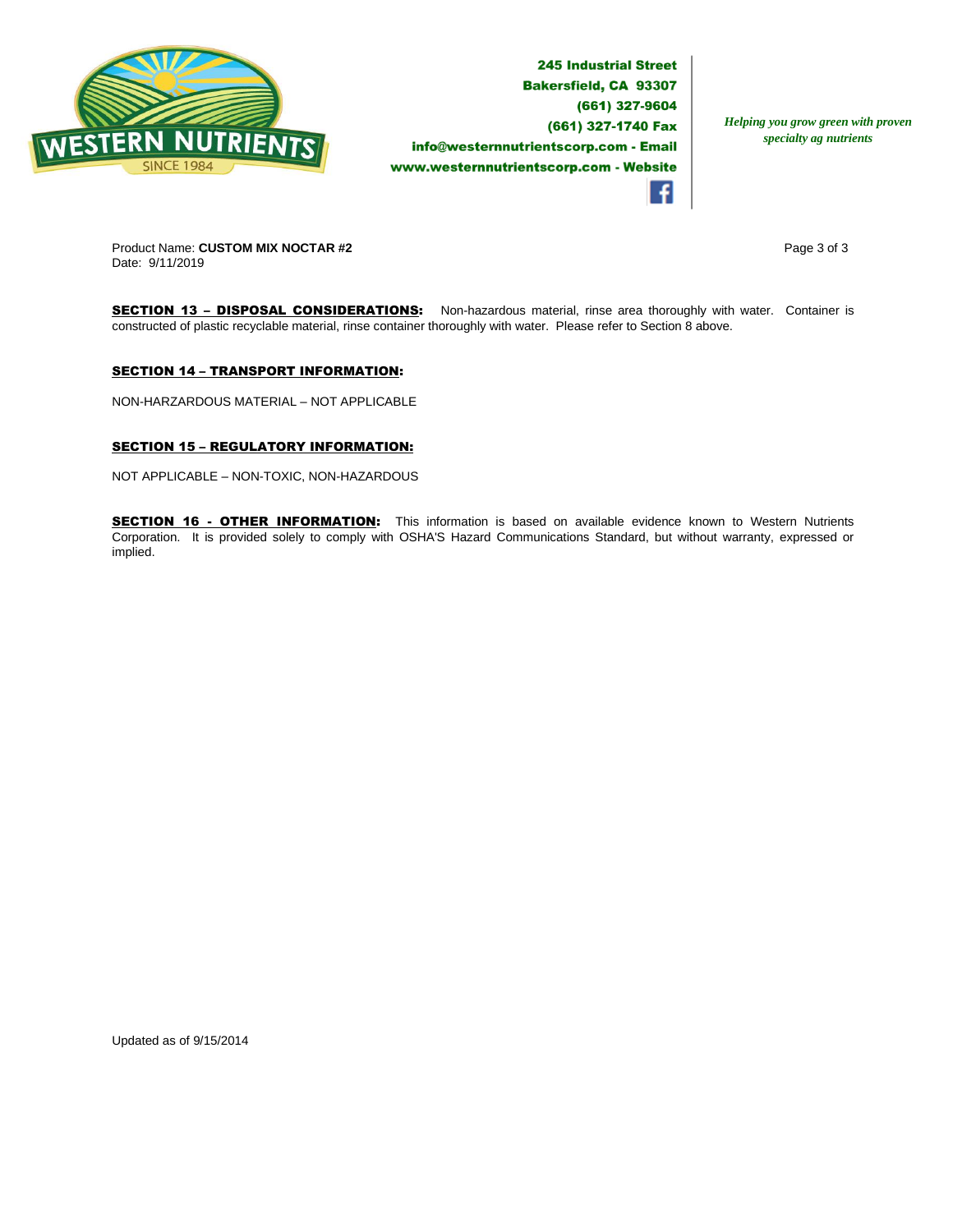Product Name: **CUSTOM MIX NOCTAR #2**
Date: 9/11/2019

**SECTION 13 – DISPOSAL CONSIDERATIONS:** Non-hazardous material, rinse area thoroughly with water. Container is constructed of plastic recyclable material, rinse container thoroughly with water. Please refer to Section 8 above.

**SECTION 14 – TRANSPORT INFORMATION:**

NON-HARZARDOUS MATERIAL – NOT APPLICABLE

**SECTION 15 – REGULATORY INFORMATION:**

NOT APPLICABLE – NON-TOXIC, NON-HAZARDOUS

**SECTION 16 - OTHER INFORMATION:** This information is based on available evidence known to Western Nutrients Corporation. It is provided solely to comply with OSHA'S Hazard Communications Standard, but without warranty, expressed or implied.

Updated as of 9/15/2014